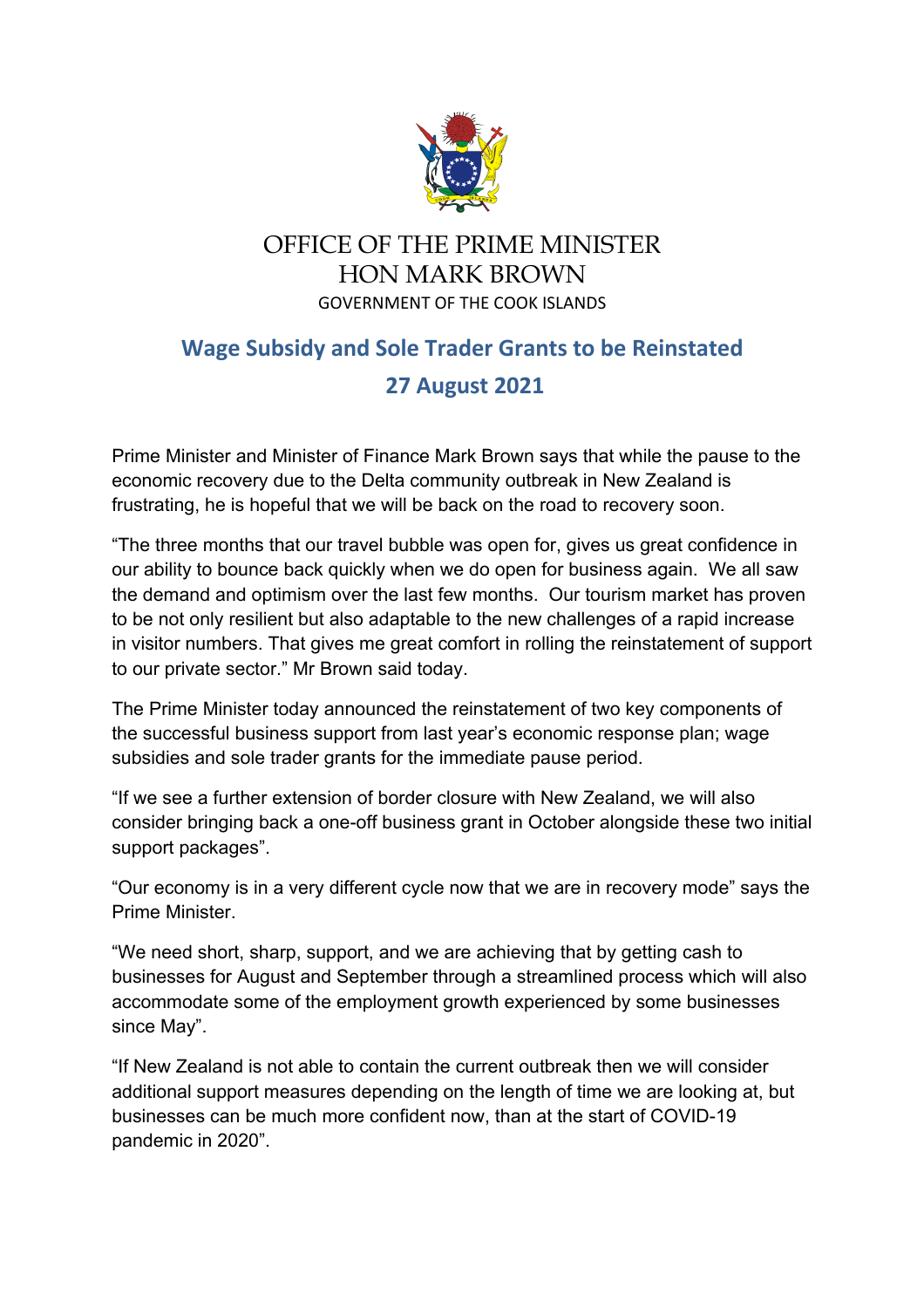OFFICE OF THE PRIME MINISTER
HON MARK BROWN
GOVERNMENT OF THE COOK ISLANDS

# Wage Subsidy and Sole Trader Grants to be Reinstated

## 27 August 2021

Prime Minister and Minister of Finance Mark Brown says that while the pause to the economic recovery due to the Delta community outbreak in New Zealand is frustrating, he is hopeful that we will be back on the road to recovery soon.

“The three months that our travel bubble was open for, gives us great confidence in our ability to bounce back quickly when we do open for business again. We all saw the demand and optimism over the last few months. Our tourism market has proven to be not only resilient but also adaptable to the new challenges of a rapid increase in visitor numbers. That gives me great comfort in rolling the reinstatement of support to our private sector.” Mr Brown said today.

The Prime Minister today announced the reinstatement of two key components of the successful business support from last year’s economic response plan; wage subsidies and sole trader grants for the immediate pause period.

“If we see a further extension of border closure with New Zealand, we will also consider bringing back a one-off business grant in October alongside these two initial support packages”.

“Our economy is in a very different cycle now that we are in recovery mode” says the Prime Minister.

“We need short, sharp, support, and we are achieving that by getting cash to businesses for August and September through a streamlined process which will also accommodate some of the employment growth experienced by some businesses since May”.

“If New Zealand is not able to contain the current outbreak then we will consider additional support measures depending on the length of time we are looking at, but businesses can be much more confident now, than at the start of COVID-19 pandemic in 2020”.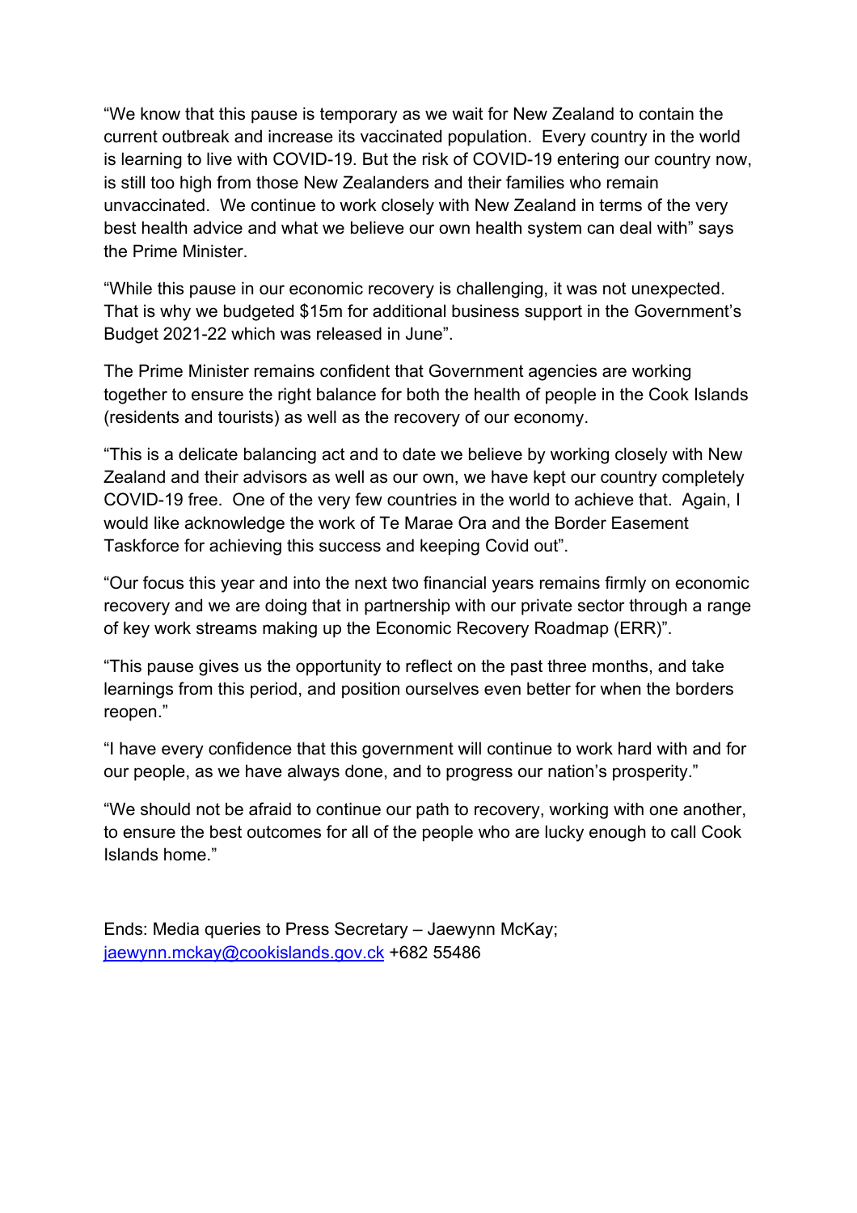"We know that this pause is temporary as we wait for New Zealand to contain the current outbreak and increase its vaccinated population. Every country in the world is learning to live with COVID-19. But the risk of COVID-19 entering our country now, is still too high from those New Zealanders and their families who remain unvaccinated. We continue to work closely with New Zealand in terms of the very best health advice and what we believe our own health system can deal with" says the Prime Minister.

"While this pause in our economic recovery is challenging, it was not unexpected. That is why we budgeted $15m for additional business support in the Government's Budget 2021-22 which was released in June".

The Prime Minister remains confident that Government agencies are working together to ensure the right balance for both the health of people in the Cook Islands (residents and tourists) as well as the recovery of our economy.

"This is a delicate balancing act and to date we believe by working closely with New Zealand and their advisors as well as our own, we have kept our country completely COVID-19 free. One of the very few countries in the world to achieve that. Again, I would like acknowledge the work of Te Marae Ora and the Border Easement Taskforce for achieving this success and keeping Covid out".

"Our focus this year and into the next two financial years remains firmly on economic recovery and we are doing that in partnership with our private sector through a range of key work streams making up the Economic Recovery Roadmap (ERR)".

"This pause gives us the opportunity to reflect on the past three months, and take learnings from this period, and position ourselves even better for when the borders reopen."

"I have every confidence that this government will continue to work hard with and for our people, as we have always done, and to progress our nation's prosperity."

"We should not be afraid to continue our path to recovery, working with one another, to ensure the best outcomes for all of the people who are lucky enough to call Cook Islands home."

Ends: Media queries to Press Secretary – Jaewynn McKay; jaewynn.mckay@cookislands.gov.ck +682 55486